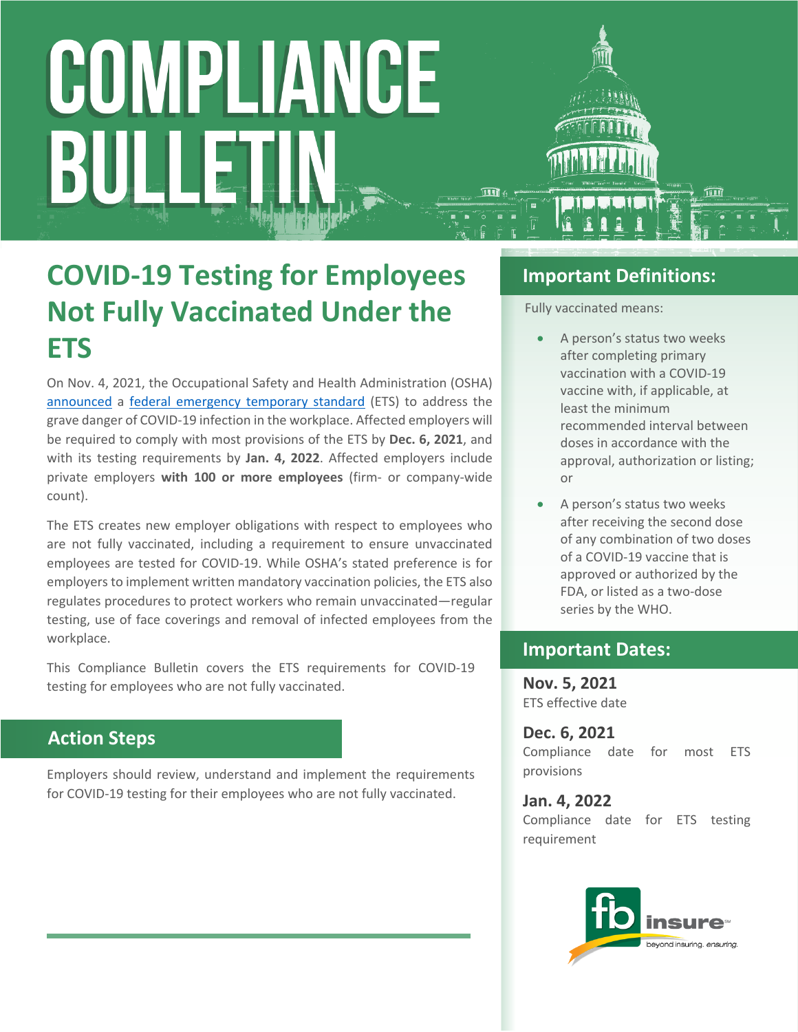# COMPLIANCE BULLETIN

## COVID-19 Testing for Employees Not Fully Vaccinated Under the ETS

On Nov. 4, 2021, the Occupational Safety and Health Administration (OSHA) announced a federal emergency temporary standard (ETS) to address the grave danger of COVID-19 infection in the workplace. Affected employers will be required to comply with most provisions of the ETS by **Dec. 6, 2021**, and with its testing requirements by **Jan. 4, 2022**. Affected employers include private employers **with 100 or more employees** (firm- or company-wide count).

The ETS creates new employer obligations with respect to employees who are not fully vaccinated, including a requirement to ensure unvaccinated employees are tested for COVID-19. While OSHA's stated preference is for employers to implement written mandatory vaccination policies, the ETS also regulates procedures to protect workers who remain unvaccinated—regular testing, use of face coverings and removal of infected employees from the workplace.

This Compliance Bulletin covers the ETS requirements for COVID-19 testing for employees who are not fully vaccinated.

### Action Steps

Employers should review, understand and implement the requirements for COVID-19 testing for their employees who are not fully vaccinated.

### Important Definitions:

Fully vaccinated means:

- A person's status two weeks after completing primary vaccination with a COVID-19 vaccine with, if applicable, at least the minimum recommended interval between doses in accordance with the approval, authorization or listing; or
- A person's status two weeks after receiving the second dose of any combination of two doses of a COVID-19 vaccine that is approved or authorized by the FDA, or listed as a two-dose series by the WHO.

### Important Dates:

**Nov. 5, 2021**
ETS effective date

**Dec. 6, 2021**
Compliance date for most ETS provisions

**Jan. 4, 2022**
Compliance date for ETS testing requirement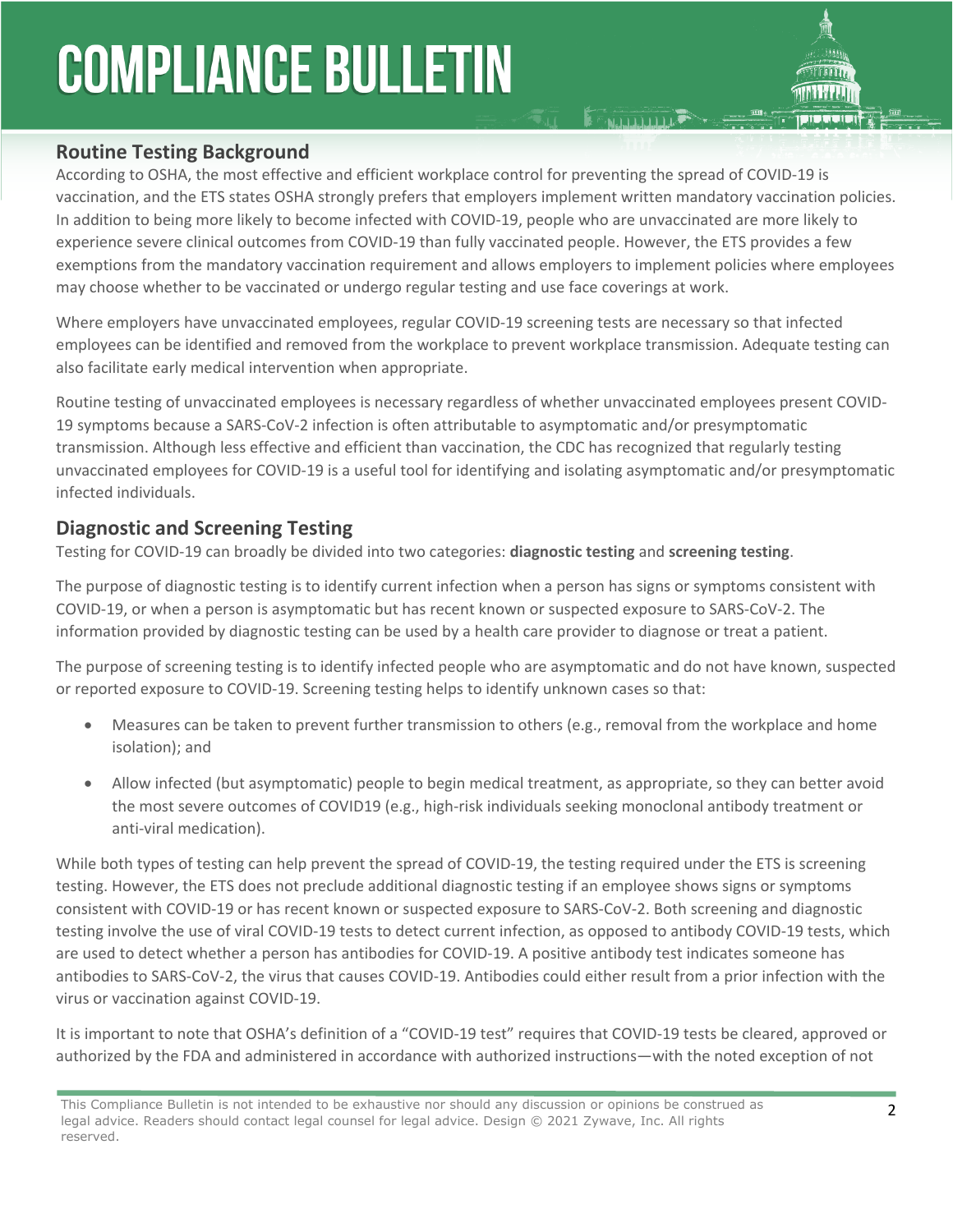## Routine Testing Background

According to OSHA, the most effective and efficient workplace control for preventing the spread of COVID-19 is vaccination, and the ETS states OSHA strongly prefers that employers implement written mandatory vaccination policies. In addition to being more likely to become infected with COVID-19, people who are unvaccinated are more likely to experience severe clinical outcomes from COVID-19 than fully vaccinated people. However, the ETS provides a few exemptions from the mandatory vaccination requirement and allows employers to implement policies where employees may choose whether to be vaccinated or undergo regular testing and use face coverings at work.

Where employers have unvaccinated employees, regular COVID-19 screening tests are necessary so that infected employees can be identified and removed from the workplace to prevent workplace transmission. Adequate testing can also facilitate early medical intervention when appropriate.

Routine testing of unvaccinated employees is necessary regardless of whether unvaccinated employees present COVID-19 symptoms because a SARS-CoV-2 infection is often attributable to asymptomatic and/or presymptomatic transmission. Although less effective and efficient than vaccination, the CDC has recognized that regularly testing unvaccinated employees for COVID-19 is a useful tool for identifying and isolating asymptomatic and/or presymptomatic infected individuals.

## Diagnostic and Screening Testing

Testing for COVID-19 can broadly be divided into two categories: **diagnostic testing** and **screening testing**.

The purpose of diagnostic testing is to identify current infection when a person has signs or symptoms consistent with COVID-19, or when a person is asymptomatic but has recent known or suspected exposure to SARS-CoV-2. The information provided by diagnostic testing can be used by a health care provider to diagnose or treat a patient.

The purpose of screening testing is to identify infected people who are asymptomatic and do not have known, suspected or reported exposure to COVID-19. Screening testing helps to identify unknown cases so that:

- Measures can be taken to prevent further transmission to others (e.g., removal from the workplace and home isolation); and
- Allow infected (but asymptomatic) people to begin medical treatment, as appropriate, so they can better avoid the most severe outcomes of COVID19 (e.g., high-risk individuals seeking monoclonal antibody treatment or anti-viral medication).

While both types of testing can help prevent the spread of COVID-19, the testing required under the ETS is screening testing. However, the ETS does not preclude additional diagnostic testing if an employee shows signs or symptoms consistent with COVID-19 or has recent known or suspected exposure to SARS-CoV-2. Both screening and diagnostic testing involve the use of viral COVID-19 tests to detect current infection, as opposed to antibody COVID-19 tests, which are used to detect whether a person has antibodies for COVID-19. A positive antibody test indicates someone has antibodies to SARS-CoV-2, the virus that causes COVID-19. Antibodies could either result from a prior infection with the virus or vaccination against COVID-19.

It is important to note that OSHA's definition of a "COVID-19 test" requires that COVID-19 tests be cleared, approved or authorized by the FDA and administered in accordance with authorized instructions—with the noted exception of not

This Compliance Bulletin is not intended to be exhaustive nor should any discussion or opinions be construed as legal advice. Readers should contact legal counsel for legal advice. Design © 2021 Zywave, Inc. All rights reserved.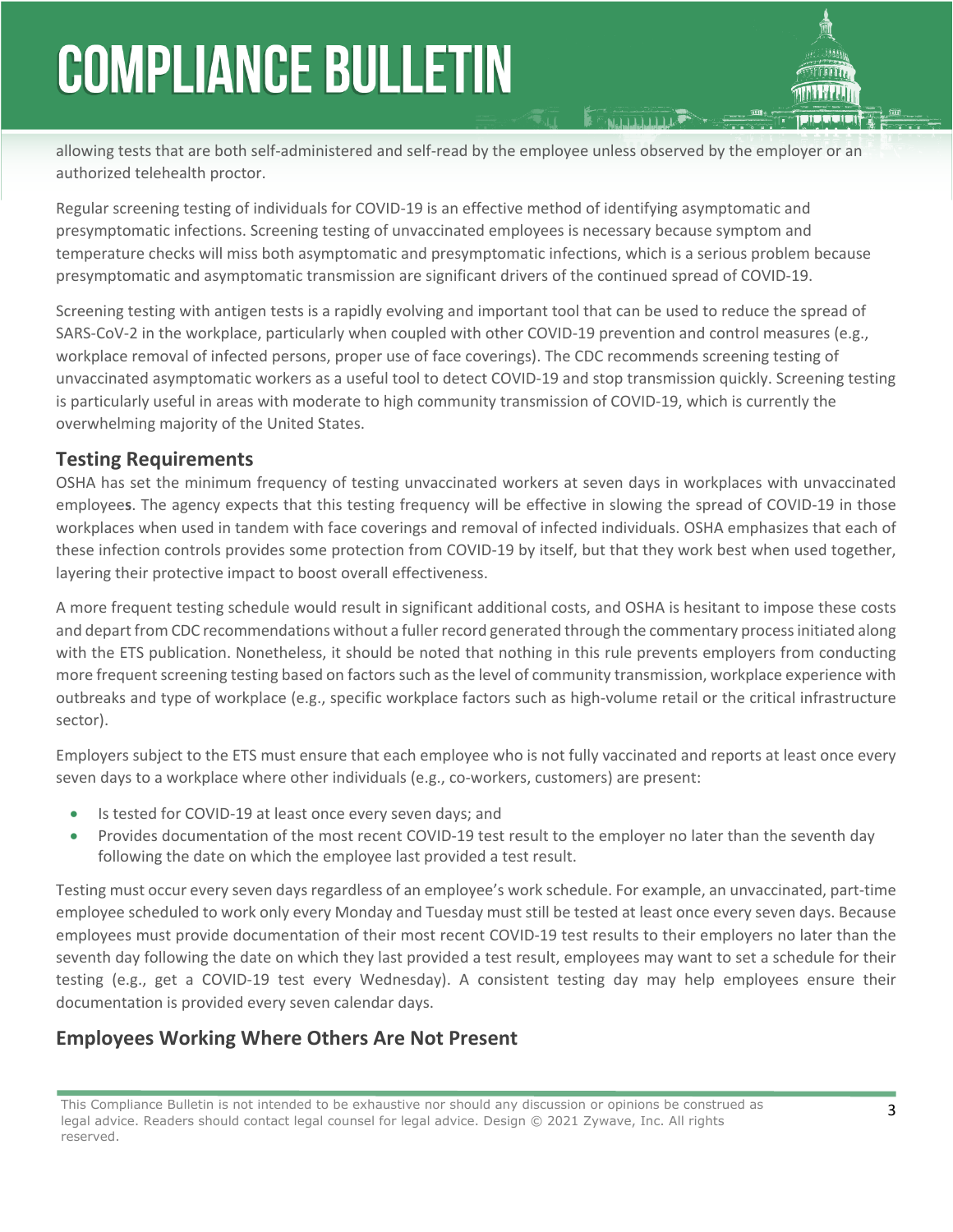allowing tests that are both self-administered and self-read by the employee unless observed by the employer or an authorized telehealth proctor.

Regular screening testing of individuals for COVID-19 is an effective method of identifying asymptomatic and presymptomatic infections. Screening testing of unvaccinated employees is necessary because symptom and temperature checks will miss both asymptomatic and presymptomatic infections, which is a serious problem because presymptomatic and asymptomatic transmission are significant drivers of the continued spread of COVID-19.

Screening testing with antigen tests is a rapidly evolving and important tool that can be used to reduce the spread of SARS-CoV-2 in the workplace, particularly when coupled with other COVID-19 prevention and control measures (e.g., workplace removal of infected persons, proper use of face coverings). The CDC recommends screening testing of unvaccinated asymptomatic workers as a useful tool to detect COVID-19 and stop transmission quickly. Screening testing is particularly useful in areas with moderate to high community transmission of COVID-19, which is currently the overwhelming majority of the United States.

## Testing Requirements

OSHA has set the minimum frequency of testing unvaccinated workers at seven days in workplaces with unvaccinated employees. The agency expects that this testing frequency will be effective in slowing the spread of COVID-19 in those workplaces when used in tandem with face coverings and removal of infected individuals. OSHA emphasizes that each of these infection controls provides some protection from COVID-19 by itself, but that they work best when used together, layering their protective impact to boost overall effectiveness.

A more frequent testing schedule would result in significant additional costs, and OSHA is hesitant to impose these costs and depart from CDC recommendations without a fuller record generated through the commentary process initiated along with the ETS publication. Nonetheless, it should be noted that nothing in this rule prevents employers from conducting more frequent screening testing based on factors such as the level of community transmission, workplace experience with outbreaks and type of workplace (e.g., specific workplace factors such as high-volume retail or the critical infrastructure sector).

Employers subject to the ETS must ensure that each employee who is not fully vaccinated and reports at least once every seven days to a workplace where other individuals (e.g., co-workers, customers) are present:

- Is tested for COVID-19 at least once every seven days; and
- Provides documentation of the most recent COVID-19 test result to the employer no later than the seventh day following the date on which the employee last provided a test result.

Testing must occur every seven days regardless of an employee's work schedule. For example, an unvaccinated, part-time employee scheduled to work only every Monday and Tuesday must still be tested at least once every seven days. Because employees must provide documentation of their most recent COVID-19 test results to their employers no later than the seventh day following the date on which they last provided a test result, employees may want to set a schedule for their testing (e.g., get a COVID-19 test every Wednesday). A consistent testing day may help employees ensure their documentation is provided every seven calendar days.

## Employees Working Where Others Are Not Present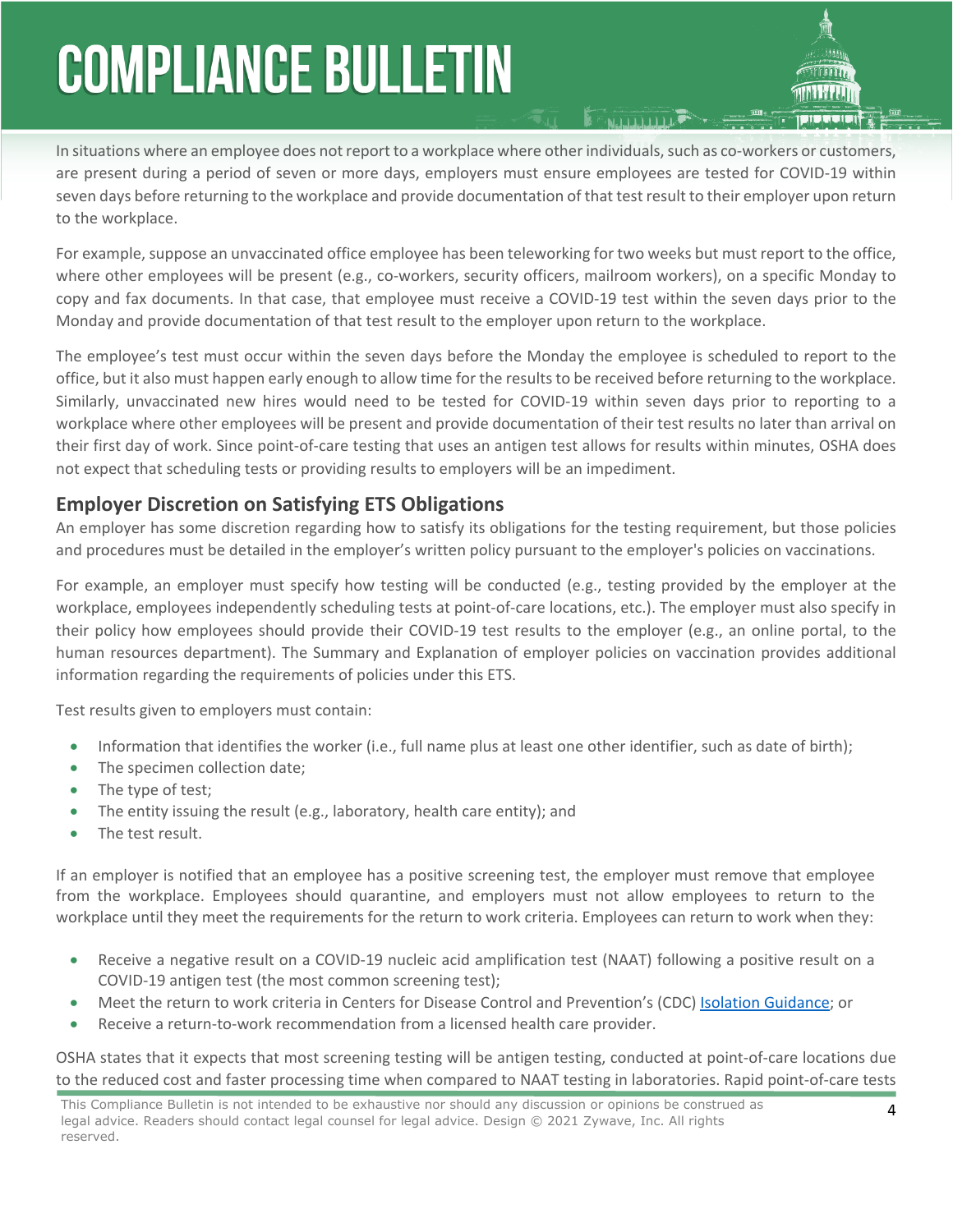In situations where an employee does not report to a workplace where other individuals, such as co-workers or customers, are present during a period of seven or more days, employers must ensure employees are tested for COVID-19 within seven days before returning to the workplace and provide documentation of that test result to their employer upon return to the workplace.

For example, suppose an unvaccinated office employee has been teleworking for two weeks but must report to the office, where other employees will be present (e.g., co-workers, security officers, mailroom workers), on a specific Monday to copy and fax documents. In that case, that employee must receive a COVID-19 test within the seven days prior to the Monday and provide documentation of that test result to the employer upon return to the workplace.

The employee's test must occur within the seven days before the Monday the employee is scheduled to report to the office, but it also must happen early enough to allow time for the results to be received before returning to the workplace. Similarly, unvaccinated new hires would need to be tested for COVID-19 within seven days prior to reporting to a workplace where other employees will be present and provide documentation of their test results no later than arrival on their first day of work. Since point-of-care testing that uses an antigen test allows for results within minutes, OSHA does not expect that scheduling tests or providing results to employers will be an impediment.

## Employer Discretion on Satisfying ETS Obligations

An employer has some discretion regarding how to satisfy its obligations for the testing requirement, but those policies and procedures must be detailed in the employer's written policy pursuant to the employer's policies on vaccinations.

For example, an employer must specify how testing will be conducted (e.g., testing provided by the employer at the workplace, employees independently scheduling tests at point-of-care locations, etc.). The employer must also specify in their policy how employees should provide their COVID-19 test results to the employer (e.g., an online portal, to the human resources department). The Summary and Explanation of employer policies on vaccination provides additional information regarding the requirements of policies under this ETS.

Test results given to employers must contain:

- Information that identifies the worker (i.e., full name plus at least one other identifier, such as date of birth);
- The specimen collection date;
- The type of test;
- The entity issuing the result (e.g., laboratory, health care entity); and
- The test result.

If an employer is notified that an employee has a positive screening test, the employer must remove that employee from the workplace. Employees should quarantine, and employers must not allow employees to return to the workplace until they meet the requirements for the return to work criteria. Employees can return to work when they:

- Receive a negative result on a COVID-19 nucleic acid amplification test (NAAT) following a positive result on a COVID-19 antigen test (the most common screening test);
- Meet the return to work criteria in Centers for Disease Control and Prevention's (CDC) Isolation Guidance; or
- Receive a return-to-work recommendation from a licensed health care provider.

OSHA states that it expects that most screening testing will be antigen testing, conducted at point-of-care locations due to the reduced cost and faster processing time when compared to NAAT testing in laboratories. Rapid point-of-care tests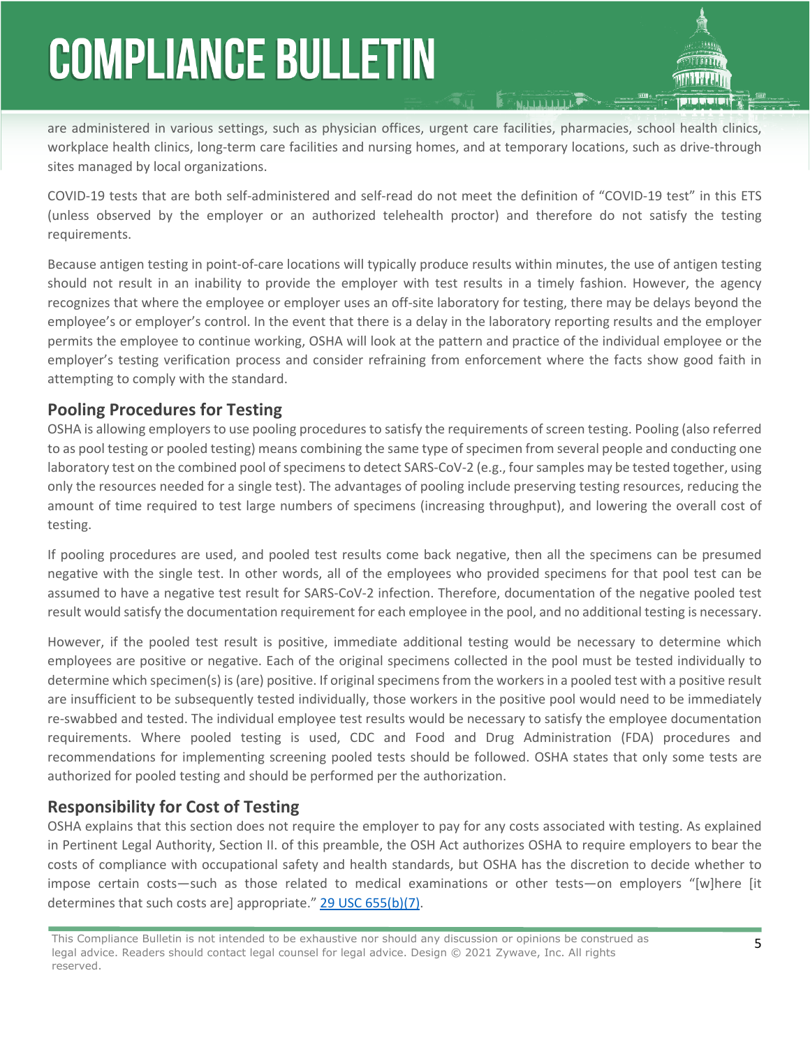are administered in various settings, such as physician offices, urgent care facilities, pharmacies, school health clinics, workplace health clinics, long-term care facilities and nursing homes, and at temporary locations, such as drive-through sites managed by local organizations.

COVID-19 tests that are both self-administered and self-read do not meet the definition of "COVID-19 test" in this ETS (unless observed by the employer or an authorized telehealth proctor) and therefore do not satisfy the testing requirements.

Because antigen testing in point-of-care locations will typically produce results within minutes, the use of antigen testing should not result in an inability to provide the employer with test results in a timely fashion. However, the agency recognizes that where the employee or employer uses an off-site laboratory for testing, there may be delays beyond the employee's or employer's control. In the event that there is a delay in the laboratory reporting results and the employer permits the employee to continue working, OSHA will look at the pattern and practice of the individual employee or the employer's testing verification process and consider refraining from enforcement where the facts show good faith in attempting to comply with the standard.

## Pooling Procedures for Testing

OSHA is allowing employers to use pooling procedures to satisfy the requirements of screen testing. Pooling (also referred to as pool testing or pooled testing) means combining the same type of specimen from several people and conducting one laboratory test on the combined pool of specimens to detect SARS-CoV-2 (e.g., four samples may be tested together, using only the resources needed for a single test). The advantages of pooling include preserving testing resources, reducing the amount of time required to test large numbers of specimens (increasing throughput), and lowering the overall cost of testing.

If pooling procedures are used, and pooled test results come back negative, then all the specimens can be presumed negative with the single test. In other words, all of the employees who provided specimens for that pool test can be assumed to have a negative test result for SARS-CoV-2 infection. Therefore, documentation of the negative pooled test result would satisfy the documentation requirement for each employee in the pool, and no additional testing is necessary.

However, if the pooled test result is positive, immediate additional testing would be necessary to determine which employees are positive or negative. Each of the original specimens collected in the pool must be tested individually to determine which specimen(s) is (are) positive. If original specimens from the workers in a pooled test with a positive result are insufficient to be subsequently tested individually, those workers in the positive pool would need to be immediately re-swabbed and tested. The individual employee test results would be necessary to satisfy the employee documentation requirements. Where pooled testing is used, CDC and Food and Drug Administration (FDA) procedures and recommendations for implementing screening pooled tests should be followed. OSHA states that only some tests are authorized for pooled testing and should be performed per the authorization.

## Responsibility for Cost of Testing

OSHA explains that this section does not require the employer to pay for any costs associated with testing. As explained in Pertinent Legal Authority, Section II. of this preamble, the OSH Act authorizes OSHA to require employers to bear the costs of compliance with occupational safety and health standards, but OSHA has the discretion to decide whether to impose certain costs—such as those related to medical examinations or other tests—on employers "[w]here [it determines that such costs are] appropriate." 29 USC 655(b)(7).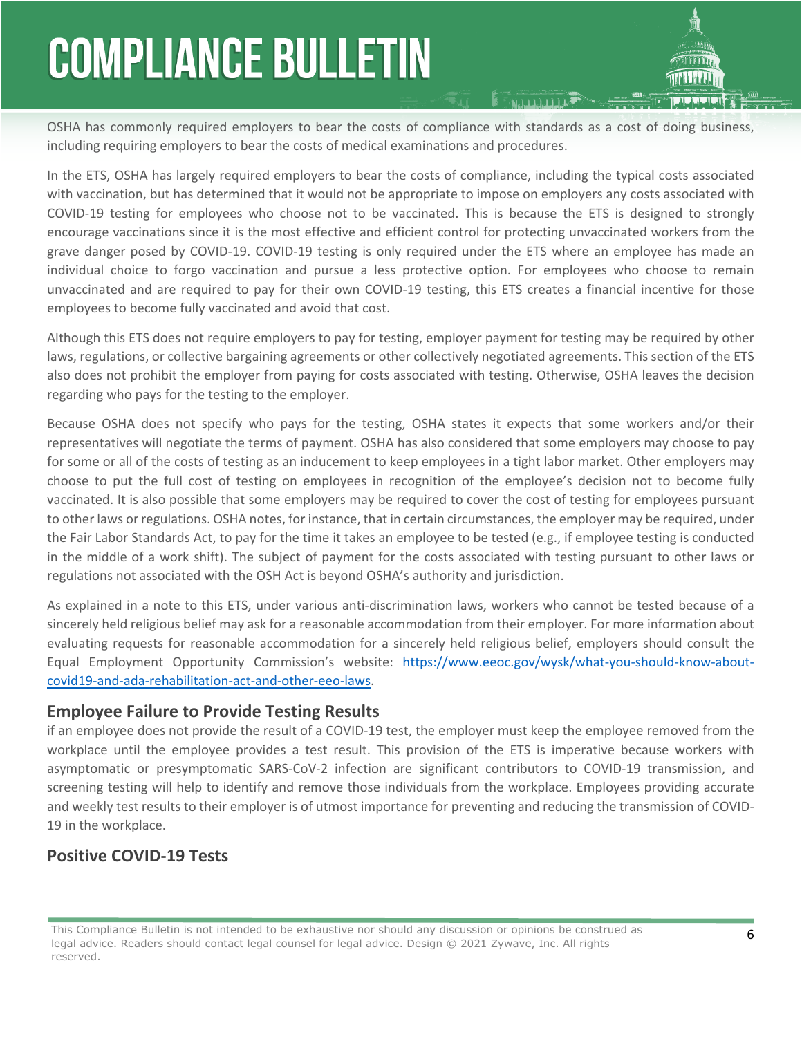OSHA has commonly required employers to bear the costs of compliance with standards as a cost of doing business, including requiring employers to bear the costs of medical examinations and procedures.

In the ETS, OSHA has largely required employers to bear the costs of compliance, including the typical costs associated with vaccination, but has determined that it would not be appropriate to impose on employers any costs associated with COVID-19 testing for employees who choose not to be vaccinated. This is because the ETS is designed to strongly encourage vaccinations since it is the most effective and efficient control for protecting unvaccinated workers from the grave danger posed by COVID-19. COVID-19 testing is only required under the ETS where an employee has made an individual choice to forgo vaccination and pursue a less protective option. For employees who choose to remain unvaccinated and are required to pay for their own COVID-19 testing, this ETS creates a financial incentive for those employees to become fully vaccinated and avoid that cost.

Although this ETS does not require employers to pay for testing, employer payment for testing may be required by other laws, regulations, or collective bargaining agreements or other collectively negotiated agreements. This section of the ETS also does not prohibit the employer from paying for costs associated with testing. Otherwise, OSHA leaves the decision regarding who pays for the testing to the employer.

Because OSHA does not specify who pays for the testing, OSHA states it expects that some workers and/or their representatives will negotiate the terms of payment. OSHA has also considered that some employers may choose to pay for some or all of the costs of testing as an inducement to keep employees in a tight labor market. Other employers may choose to put the full cost of testing on employees in recognition of the employee's decision not to become fully vaccinated. It is also possible that some employers may be required to cover the cost of testing for employees pursuant to other laws or regulations. OSHA notes, for instance, that in certain circumstances, the employer may be required, under the Fair Labor Standards Act, to pay for the time it takes an employee to be tested (e.g., if employee testing is conducted in the middle of a work shift). The subject of payment for the costs associated with testing pursuant to other laws or regulations not associated with the OSH Act is beyond OSHA's authority and jurisdiction.

As explained in a note to this ETS, under various anti-discrimination laws, workers who cannot be tested because of a sincerely held religious belief may ask for a reasonable accommodation from their employer. For more information about evaluating requests for reasonable accommodation for a sincerely held religious belief, employers should consult the Equal Employment Opportunity Commission's website: https://www.eeoc.gov/wysk/what-you-should-know-about-covid19-and-ada-rehabilitation-act-and-other-eeo-laws.

## Employee Failure to Provide Testing Results

if an employee does not provide the result of a COVID-19 test, the employer must keep the employee removed from the workplace until the employee provides a test result. This provision of the ETS is imperative because workers with asymptomatic or presymptomatic SARS-CoV-2 infection are significant contributors to COVID-19 transmission, and screening testing will help to identify and remove those individuals from the workplace. Employees providing accurate and weekly test results to their employer is of utmost importance for preventing and reducing the transmission of COVID-19 in the workplace.

## Positive COVID-19 Tests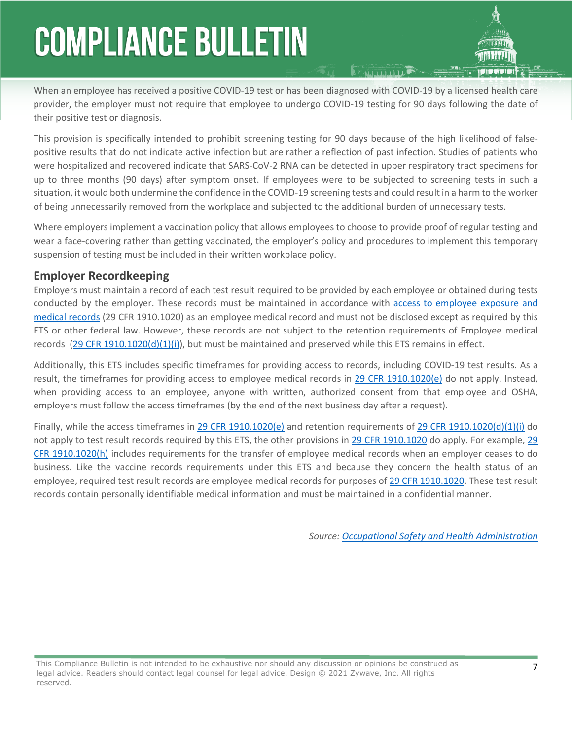When an employee has received a positive COVID-19 test or has been diagnosed with COVID-19 by a licensed health care provider, the employer must not require that employee to undergo COVID-19 testing for 90 days following the date of their positive test or diagnosis.

This provision is specifically intended to prohibit screening testing for 90 days because of the high likelihood of false-positive results that do not indicate active infection but are rather a reflection of past infection. Studies of patients who were hospitalized and recovered indicate that SARS-CoV-2 RNA can be detected in upper respiratory tract specimens for up to three months (90 days) after symptom onset. If employees were to be subjected to screening tests in such a situation, it would both undermine the confidence in the COVID-19 screening tests and could result in a harm to the worker of being unnecessarily removed from the workplace and subjected to the additional burden of unnecessary tests.

Where employers implement a vaccination policy that allows employees to choose to provide proof of regular testing and wear a face-covering rather than getting vaccinated, the employer's policy and procedures to implement this temporary suspension of testing must be included in their written workplace policy.

## Employer Recordkeeping

Employers must maintain a record of each test result required to be provided by each employee or obtained during tests conducted by the employer. These records must be maintained in accordance with access to employee exposure and medical records (29 CFR 1910.1020) as an employee medical record and must not be disclosed except as required by this ETS or other federal law. However, these records are not subject to the retention requirements of Employee medical records (29 CFR 1910.1020(d)(1)(i)), but must be maintained and preserved while this ETS remains in effect.

Additionally, this ETS includes specific timeframes for providing access to records, including COVID-19 test results. As a result, the timeframes for providing access to employee medical records in 29 CFR 1910.1020(e) do not apply. Instead, when providing access to an employee, anyone with written, authorized consent from that employee and OSHA, employers must follow the access timeframes (by the end of the next business day after a request).

Finally, while the access timeframes in 29 CFR 1910.1020(e) and retention requirements of 29 CFR 1910.1020(d)(1)(i) do not apply to test result records required by this ETS, the other provisions in 29 CFR 1910.1020 do apply. For example, 29 CFR 1910.1020(h) includes requirements for the transfer of employee medical records when an employer ceases to do business. Like the vaccine records requirements under this ETS and because they concern the health status of an employee, required test result records are employee medical records for purposes of 29 CFR 1910.1020. These test result records contain personally identifiable medical information and must be maintained in a confidential manner.

*Source: Occupational Safety and Health Administration*